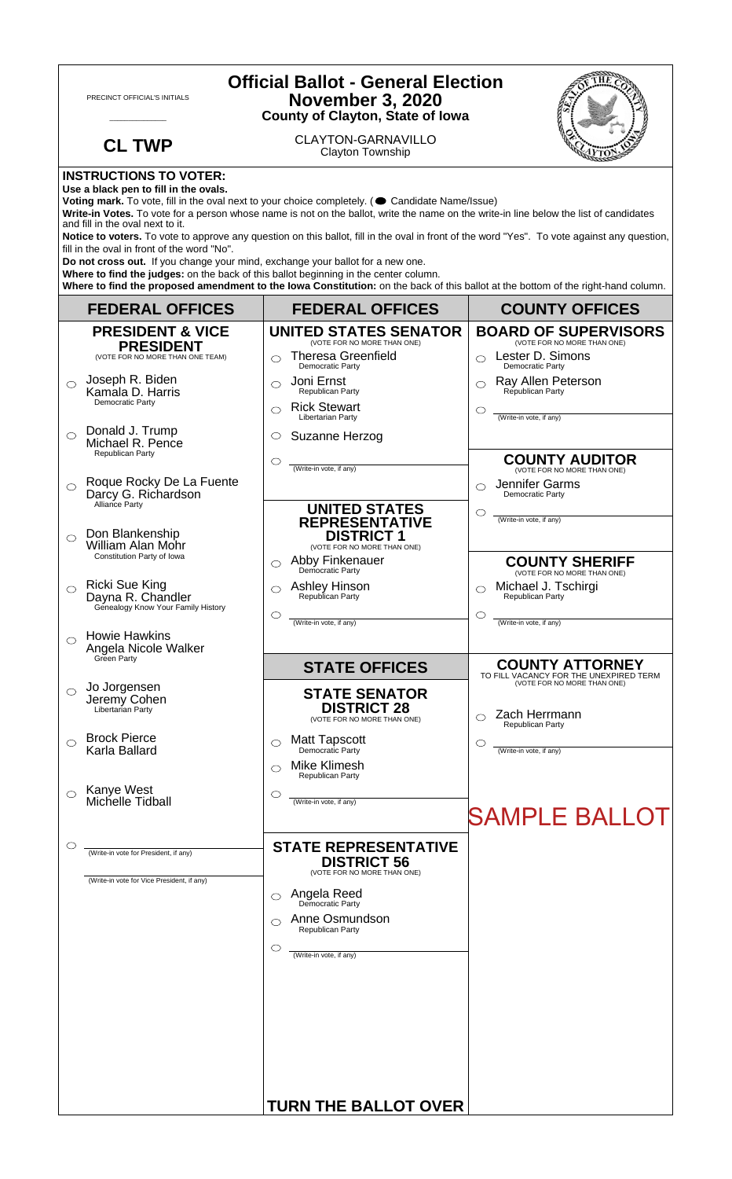PRECINCT OFFICIAL'S INITIALS

\_\_\_\_\_\_\_\_\_\_\_\_

**CL TWP**

# Official Ballot - General Election
## November 3, 2020
### County of Clayton, State of Iowa

CLAYTON-GARNAVILLO
Clayton Township

**INSTRUCTIONS TO VOTER:**

**Use a black pen to fill in the ovals.**

**Voting mark.** To vote, fill in the oval next to your choice completely. ( ● Candidate Name/Issue)

**Write-in Votes.** To vote for a person whose name is not on the ballot, write the name on the write-in line below the list of candidates and fill in the oval next to it.

**Notice to voters.** To vote to approve any question on this ballot, fill in the oval in front of the word "Yes". To vote against any question, fill in the oval in front of the word "No".

**Do not cross out.** If you change your mind, exchange your ballot for a new one.

**Where to find the judges:** on the back of this ballot beginning in the center column.

**Where to find the proposed amendment to the Iowa Constitution:** on the back of this ballot at the bottom of the right-hand column.

## FEDERAL OFFICES

### PRESIDENT & VICE PRESIDENT
(VOTE FOR NO MORE THAN ONE TEAM)

- ○ Joseph R. Biden / Kamala D. Harris — Democratic Party
- ○ Donald J. Trump / Michael R. Pence — Republican Party
- ○ Roque Rocky De La Fuente / Darcy G. Richardson — Alliance Party
- ○ Don Blankenship / William Alan Mohr — Constitution Party of Iowa
- ○ Ricki Sue King / Dayna R. Chandler — Genealogy Know Your Family History
- ○ Howie Hawkins / Angela Nicole Walker — Green Party
- ○ Jo Jorgensen / Jeremy Cohen — Libertarian Party
- ○ Brock Pierce / Karla Ballard
- ○ Kanye West / Michelle Tidball
- ○ \_\_\_\_\_\_\_\_ (Write-in vote for President, if any)
  \_\_\_\_\_\_\_\_ (Write-in vote for Vice President, if any)

## FEDERAL OFFICES

### UNITED STATES SENATOR
(VOTE FOR NO MORE THAN ONE)

- ○ Theresa Greenfield — Democratic Party
- ○ Joni Ernst — Republican Party
- ○ Rick Stewart — Libertarian Party
- ○ Suzanne Herzog
- ○ \_\_\_\_\_\_\_\_ (Write-in vote, if any)

### UNITED STATES REPRESENTATIVE DISTRICT 1
(VOTE FOR NO MORE THAN ONE)

- ○ Abby Finkenauer — Democratic Party
- ○ Ashley Hinson — Republican Party
- ○ \_\_\_\_\_\_\_\_ (Write-in vote, if any)

## STATE OFFICES

### STATE SENATOR DISTRICT 28
(VOTE FOR NO MORE THAN ONE)

- ○ Matt Tapscott — Democratic Party
- ○ Mike Klimesh — Republican Party
- ○ \_\_\_\_\_\_\_\_ (Write-in vote, if any)

### STATE REPRESENTATIVE DISTRICT 56
(VOTE FOR NO MORE THAN ONE)

- ○ Angela Reed — Democratic Party
- ○ Anne Osmundson — Republican Party
- ○ \_\_\_\_\_\_\_\_ (Write-in vote, if any)

**TURN THE BALLOT OVER**

## COUNTY OFFICES

### BOARD OF SUPERVISORS
(VOTE FOR NO MORE THAN ONE)

- ○ Lester D. Simons — Democratic Party
- ○ Ray Allen Peterson — Republican Party
- ○ \_\_\_\_\_\_\_\_ (Write-in vote, if any)

### COUNTY AUDITOR
(VOTE FOR NO MORE THAN ONE)

- ○ Jennifer Garms — Democratic Party
- ○ \_\_\_\_\_\_\_\_ (Write-in vote, if any)

### COUNTY SHERIFF
(VOTE FOR NO MORE THAN ONE)

- ○ Michael J. Tschirgi — Republican Party
- ○ \_\_\_\_\_\_\_\_ (Write-in vote, if any)

### COUNTY ATTORNEY
TO FILL VACANCY FOR THE UNEXPIRED TERM
(VOTE FOR NO MORE THAN ONE)

- ○ Zach Herrmann — Republican Party
- ○ \_\_\_\_\_\_\_\_ (Write-in vote, if any)

SAMPLE BALLOT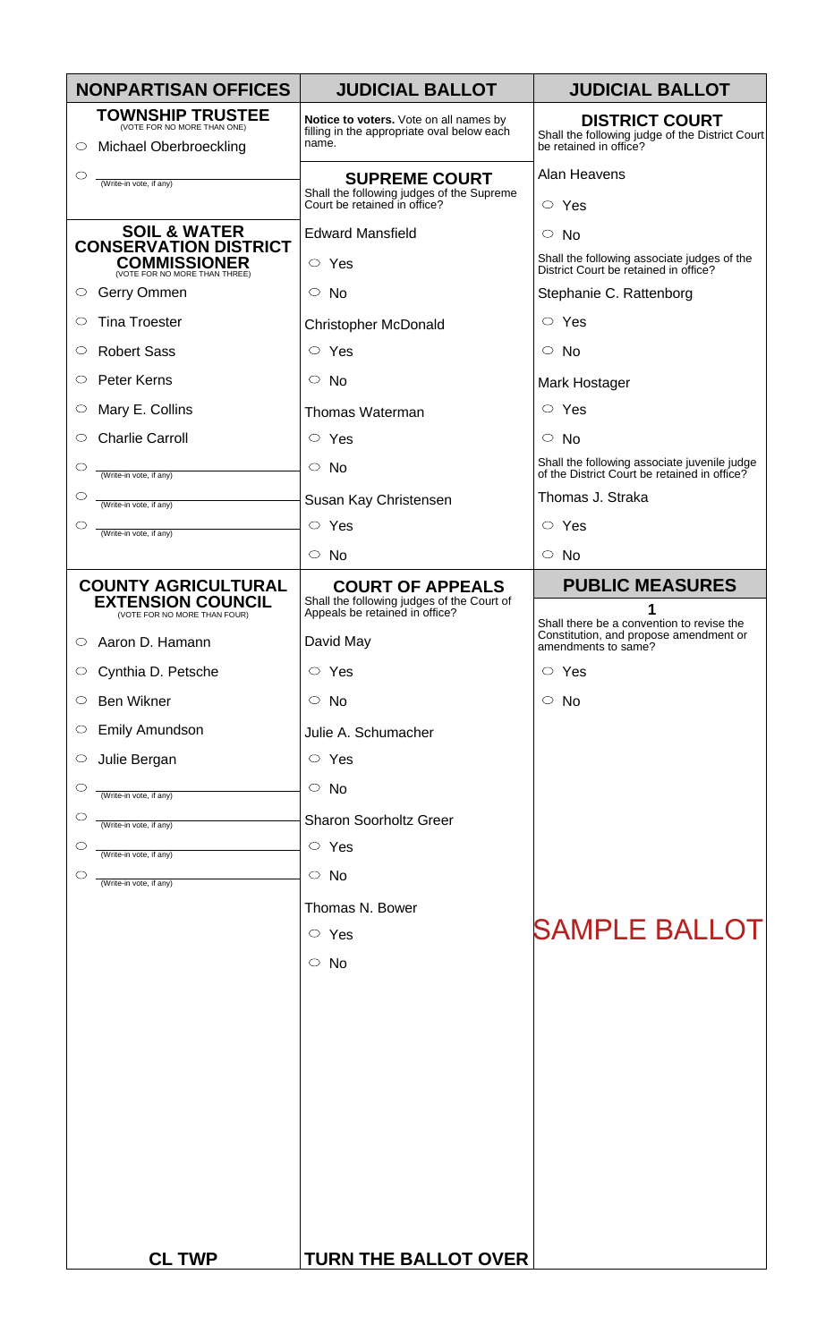## NONPARTISAN OFFICES

### TOWNSHIP TRUSTEE
(VOTE FOR NO MORE THAN ONE)

- ○ Michael Oberbroeckling
- ○ ________ (Write-in vote, if any)

### SOIL & WATER CONSERVATION DISTRICT COMMISSIONER
(VOTE FOR NO MORE THAN THREE)

- ○ Gerry Ommen
- ○ Tina Troester
- ○ Robert Sass
- ○ Peter Kerns
- ○ Mary E. Collins
- ○ Charlie Carroll
- ○ ________ (Write-in vote, if any)
- ○ ________ (Write-in vote, if any)
- ○ ________ (Write-in vote, if any)

### COUNTY AGRICULTURAL EXTENSION COUNCIL
(VOTE FOR NO MORE THAN FOUR)

- ○ Aaron D. Hamann
- ○ Cynthia D. Petsche
- ○ Ben Wikner
- ○ Emily Amundson
- ○ Julie Bergan
- ○ ________ (Write-in vote, if any)
- ○ ________ (Write-in vote, if any)
- ○ ________ (Write-in vote, if any)
- ○ ________ (Write-in vote, if any)

CL TWP

## JUDICIAL BALLOT

**Notice to voters.** Vote on all names by filling in the appropriate oval below each name.

### SUPREME COURT
Shall the following judges of the Supreme Court be retained in office?

Edward Mansfield
- ○ Yes
- ○ No

Christopher McDonald
- ○ Yes
- ○ No

Thomas Waterman
- ○ Yes
- ○ No

Susan Kay Christensen
- ○ Yes
- ○ No

### COURT OF APPEALS
Shall the following judges of the Court of Appeals be retained in office?

David May
- ○ Yes
- ○ No

Julie A. Schumacher
- ○ Yes
- ○ No

Sharon Soorholtz Greer
- ○ Yes
- ○ No

Thomas N. Bower
- ○ Yes
- ○ No

TURN THE BALLOT OVER

## JUDICIAL BALLOT

### DISTRICT COURT
Shall the following judge of the District Court be retained in office?

Alan Heavens
- ○ Yes
- ○ No

Shall the following associate judges of the District Court be retained in office?

Stephanie C. Rattenborg
- ○ Yes
- ○ No

Mark Hostager
- ○ Yes
- ○ No

Shall the following associate juvenile judge of the District Court be retained in office?

Thomas J. Straka
- ○ Yes
- ○ No

## PUBLIC MEASURES

### 1
Shall there be a convention to revise the Constitution, and propose amendment or amendments to same?

- ○ Yes
- ○ No

SAMPLE BALLOT